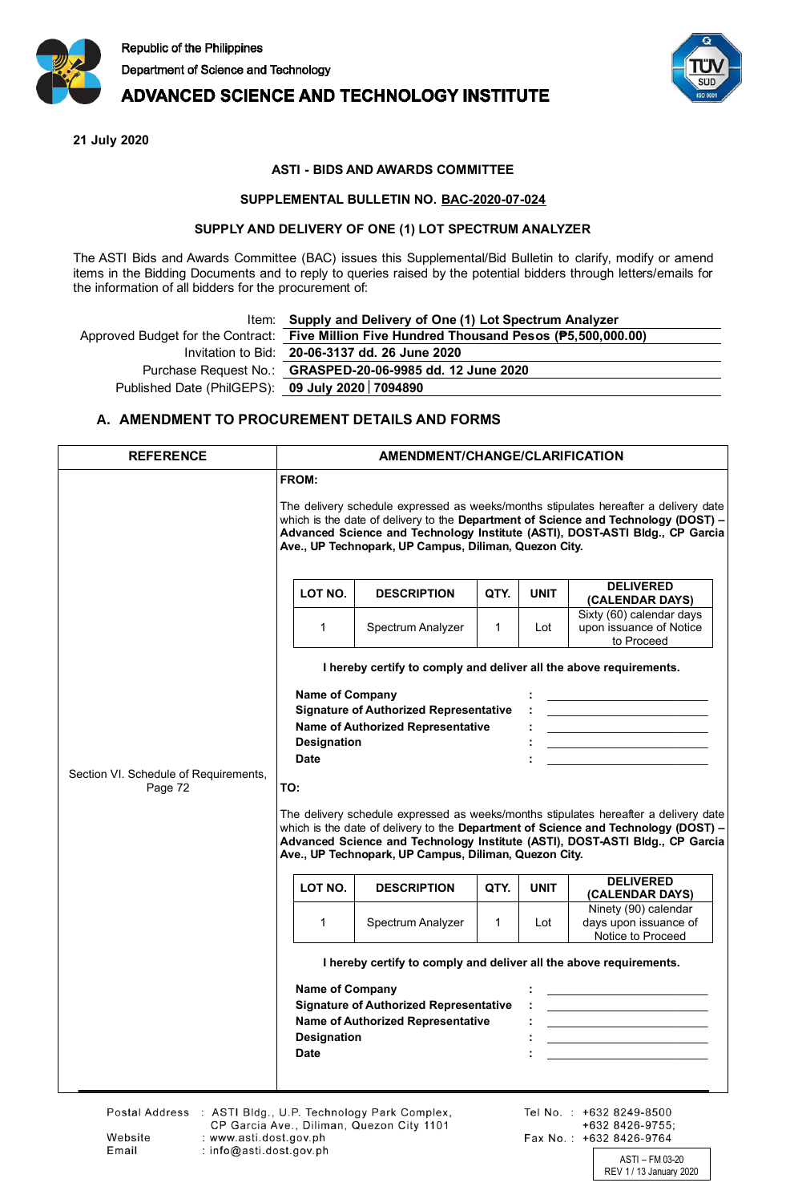Republic of the Philippines
Department of Science and Technology
**ADVANCED SCIENCE AND TECHNOLOGY INSTITUTE**

**21 July 2020**

**ASTI - BIDS AND AWARDS COMMITTEE**

**SUPPLEMENTAL BULLETIN NO. BAC-2020-07-024**

**SUPPLY AND DELIVERY OF ONE (1) LOT SPECTRUM ANALYZER**

The ASTI Bids and Awards Committee (BAC) issues this Supplemental/Bid Bulletin to clarify, modify or amend items in the Bidding Documents and to reply to queries raised by the potential bidders through letters/emails for the information of all bidders for the procurement of:

| | |
|---|---|
| Item: | **Supply and Delivery of One (1) Lot Spectrum Analyzer** |
| Approved Budget for the Contract: | **Five Million Five Hundred Thousand Pesos (₱5,500,000.00)** |
| Invitation to Bid: | **20-06-3137 dd. 26 June 2020** |
| Purchase Request No.: | **GRASPED-20-06-9985 dd. 12 June 2020** |
| Published Date (PhilGEPS): | **09 July 2020 \| 7094890** |

## A. AMENDMENT TO PROCUREMENT DETAILS AND FORMS

| REFERENCE | AMENDMENT/CHANGE/CLARIFICATION |
|---|---|
| Section VI. Schedule of Requirements, Page 72 | **FROM:**<br><br>The delivery schedule expressed as weeks/months stipulates hereafter a delivery date which is the date of delivery to the **Department of Science and Technology (DOST) – Advanced Science and Technology Institute (ASTI), DOST-ASTI Bldg., CP Garcia Ave., UP Technopark, UP Campus, Diliman, Quezon City.**<br><br>LOT NO.: 1 — DESCRIPTION: Spectrum Analyzer — QTY.: 1 — UNIT: Lot — DELIVERED (CALENDAR DAYS): Sixty (60) calendar days upon issuance of Notice to Proceed<br><br>**I hereby certify to comply and deliver all the above requirements.**<br><br>**Name of Company** : ____________<br>**Signature of Authorized Representative** : ____________<br>**Name of Authorized Representative** : ____________<br>**Designation** : ____________<br>**Date** : ____________<br><br>**TO:**<br><br>The delivery schedule expressed as weeks/months stipulates hereafter a delivery date which is the date of delivery to the **Department of Science and Technology (DOST) – Advanced Science and Technology Institute (ASTI), DOST-ASTI Bldg., CP Garcia Ave., UP Technopark, UP Campus, Diliman, Quezon City.**<br><br>LOT NO.: 1 — DESCRIPTION: Spectrum Analyzer — QTY.: 1 — UNIT: Lot — DELIVERED (CALENDAR DAYS): Ninety (90) calendar days upon issuance of Notice to Proceed<br><br>**I hereby certify to comply and deliver all the above requirements.**<br><br>**Name of Company** : ____________<br>**Signature of Authorized Representative** : ____________<br>**Name of Authorized Representative** : ____________<br>**Designation** : ____________<br>**Date** : ____________ |

Postal Address : ASTI Bldg., U.P. Technology Park Complex, CP Garcia Ave., Diliman, Quezon City 1101
Website : www.asti.dost.gov.ph
Email : info@asti.dost.gov.ph
Tel No. : +632 8249-8500; +632 8426-9755;
Fax No. : +632 8426-9764

ASTI – FM 03-20
REV 1 / 13 January 2020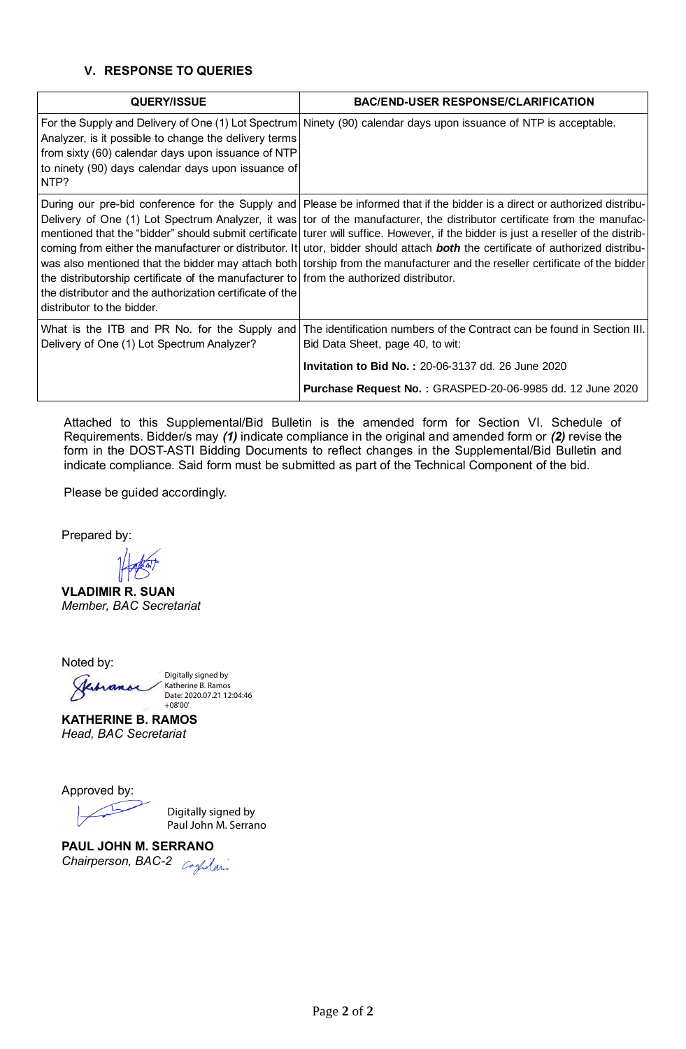### V. RESPONSE TO QUERIES

| QUERY/ISSUE | BAC/END-USER RESPONSE/CLARIFICATION |
|---|---|
| For the Supply and Delivery of One (1) Lot Spectrum Analyzer, is it possible to change the delivery terms from sixty (60) calendar days upon issuance of NTP to ninety (90) days calendar days upon issuance of NTP? | Ninety (90) calendar days upon issuance of NTP is acceptable. |
| During our pre-bid conference for the Supply and Delivery of One (1) Lot Spectrum Analyzer, it was mentioned that the "bidder" should submit certificate coming from either the manufacturer or distributor. It was also mentioned that the bidder may attach both the distributorship certificate of the manufacturer to the distributor and the authorization certificate of the distributor to the bidder. | Please be informed that if the bidder is a direct or authorized distributor of the manufacturer, the distributor certificate from the manufacturer will suffice. However, if the bidder is just a reseller of the distributor, bidder should attach ***both*** the certificate of authorized distributorship from the manufacturer and the reseller certificate of the bidder from the authorized distributor. |
| What is the ITB and PR No. for the Supply and Delivery of One (1) Lot Spectrum Analyzer? | The identification numbers of the Contract can be found in Section III. Bid Data Sheet, page 40, to wit:<br><br>**Invitation to Bid No. :** 20-06-3137 dd. 26 June 2020<br><br>**Purchase Request No. :** GRASPED-20-06-9985 dd. 12 June 2020 |

Attached to this Supplemental/Bid Bulletin is the amended form for Section VI. Schedule of Requirements. Bidder/s may ***(1)*** indicate compliance in the original and amended form or ***(2)*** revise the form in the DOST-ASTI Bidding Documents to reflect changes in the Supplemental/Bid Bulletin and indicate compliance. Said form must be submitted as part of the Technical Component of the bid.

Please be guided accordingly.

Prepared by:

**VLADIMIR R. SUAN**
*Member, BAC Secretariat*

Noted by:

Digitally signed by Katherine B. Ramos
Date: 2020.07.21 12:04:46 +08'00'

**KATHERINE B. RAMOS**
*Head, BAC Secretariat*

Approved by:

Digitally signed by Paul John M. Serrano

**PAUL JOHN M. SERRANO**
*Chairperson, BAC-2*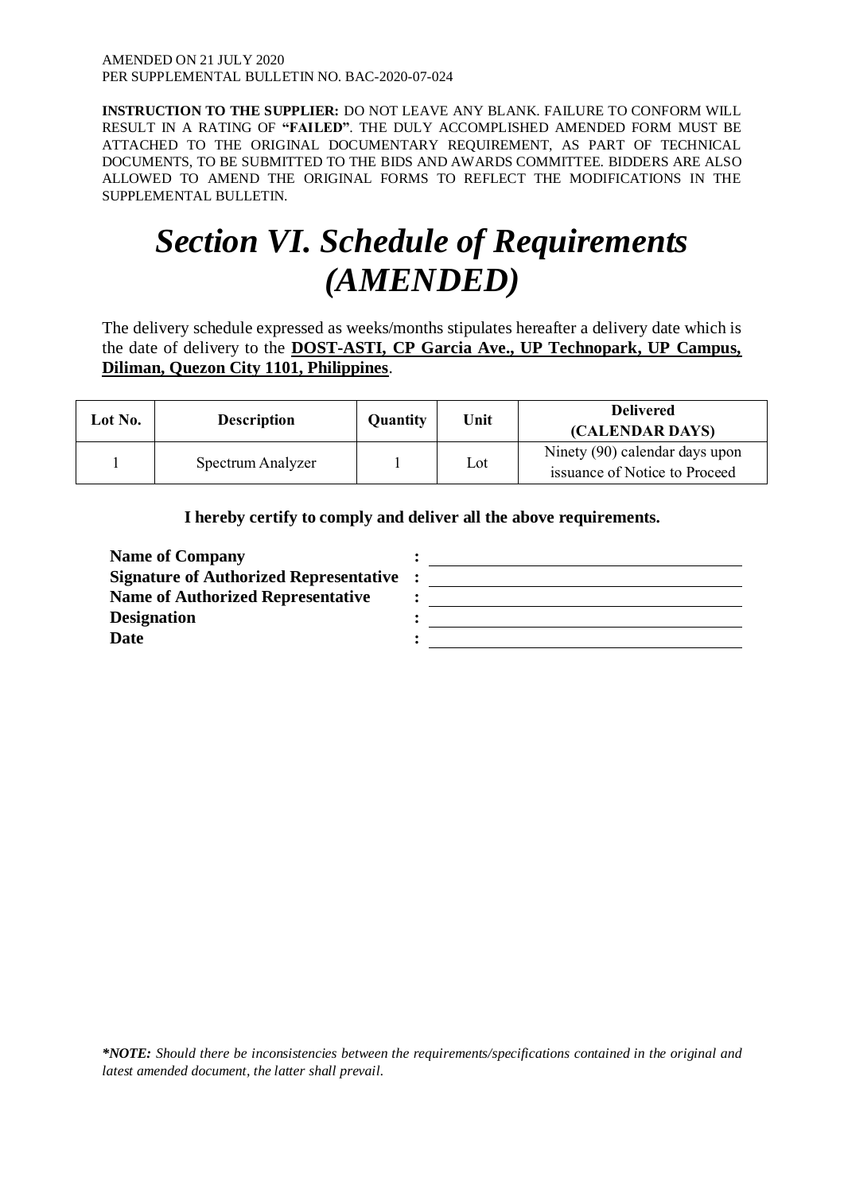AMENDED ON 21 JULY 2020
PER SUPPLEMENTAL BULLETIN NO. BAC-2020-07-024

**INSTRUCTION TO THE SUPPLIER:** DO NOT LEAVE ANY BLANK. FAILURE TO CONFORM WILL RESULT IN A RATING OF **"FAILED"**. THE DULY ACCOMPLISHED AMENDED FORM MUST BE ATTACHED TO THE ORIGINAL DOCUMENTARY REQUIREMENT, AS PART OF TECHNICAL DOCUMENTS, TO BE SUBMITTED TO THE BIDS AND AWARDS COMMITTEE. BIDDERS ARE ALSO ALLOWED TO AMEND THE ORIGINAL FORMS TO REFLECT THE MODIFICATIONS IN THE SUPPLEMENTAL BULLETIN.

# *Section VI. Schedule of Requirements (AMENDED)*

The delivery schedule expressed as weeks/months stipulates hereafter a delivery date which is the date of delivery to the **DOST-ASTI, CP Garcia Ave., UP Technopark, UP Campus, Diliman, Quezon City 1101, Philippines**.

| Lot No. | Description | Quantity | Unit | Delivered (CALENDAR DAYS) |
|---|---|---|---|---|
| 1 | Spectrum Analyzer | 1 | Lot | Ninety (90) calendar days upon issuance of Notice to Proceed |

**I hereby certify to comply and deliver all the above requirements.**

**Name of Company** : \_\_\_\_\_\_\_\_\_\_\_\_\_\_\_\_\_\_\_\_\_\_\_\_\_\_\_\_\_\_

**Signature of Authorized Representative** : \_\_\_\_\_\_\_\_\_\_\_\_\_\_\_\_\_\_\_\_\_\_\_\_\_\_\_\_\_\_

**Name of Authorized Representative** : \_\_\_\_\_\_\_\_\_\_\_\_\_\_\_\_\_\_\_\_\_\_\_\_\_\_\_\_\_\_

**Designation** : \_\_\_\_\_\_\_\_\_\_\_\_\_\_\_\_\_\_\_\_\_\_\_\_\_\_\_\_\_\_

**Date** : \_\_\_\_\_\_\_\_\_\_\_\_\_\_\_\_\_\_\_\_\_\_\_\_\_\_\_\_\_\_

***NOTE:*** *Should there be inconsistencies between the requirements/specifications contained in the original and latest amended document, the latter shall prevail.*